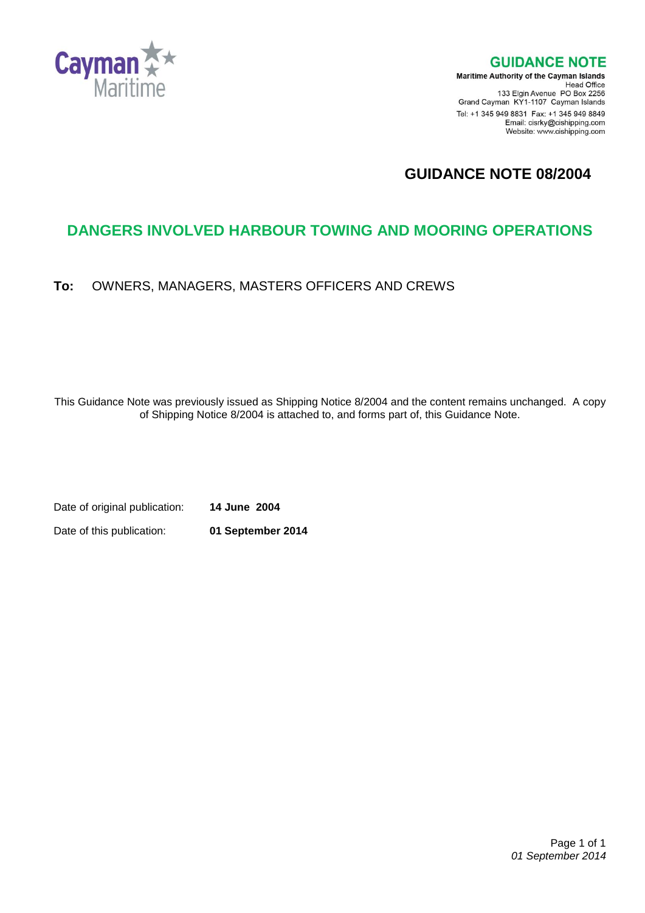**GUIDANCE NOTE**

**Maritime Authority of the Cayman Islands**
Head Office
133 Elgin Avenue PO Box 2256
Grand Cayman KY1-1107 Cayman Islands
Tel: +1 345 949 8831 Fax: +1 345 949 8849
Email: cisrky@cishipping.com
Website: www.cishipping.com

# GUIDANCE NOTE 08/2004

## DANGERS INVOLVED HARBOUR TOWING AND MOORING OPERATIONS

**To:** OWNERS, MANAGERS, MASTERS OFFICERS AND CREWS

This Guidance Note was previously issued as Shipping Notice 8/2004 and the content remains unchanged. A copy of Shipping Notice 8/2004 is attached to, and forms part of, this Guidance Note.

Date of original publication: **14 June 2004**

Date of this publication: **01 September 2014**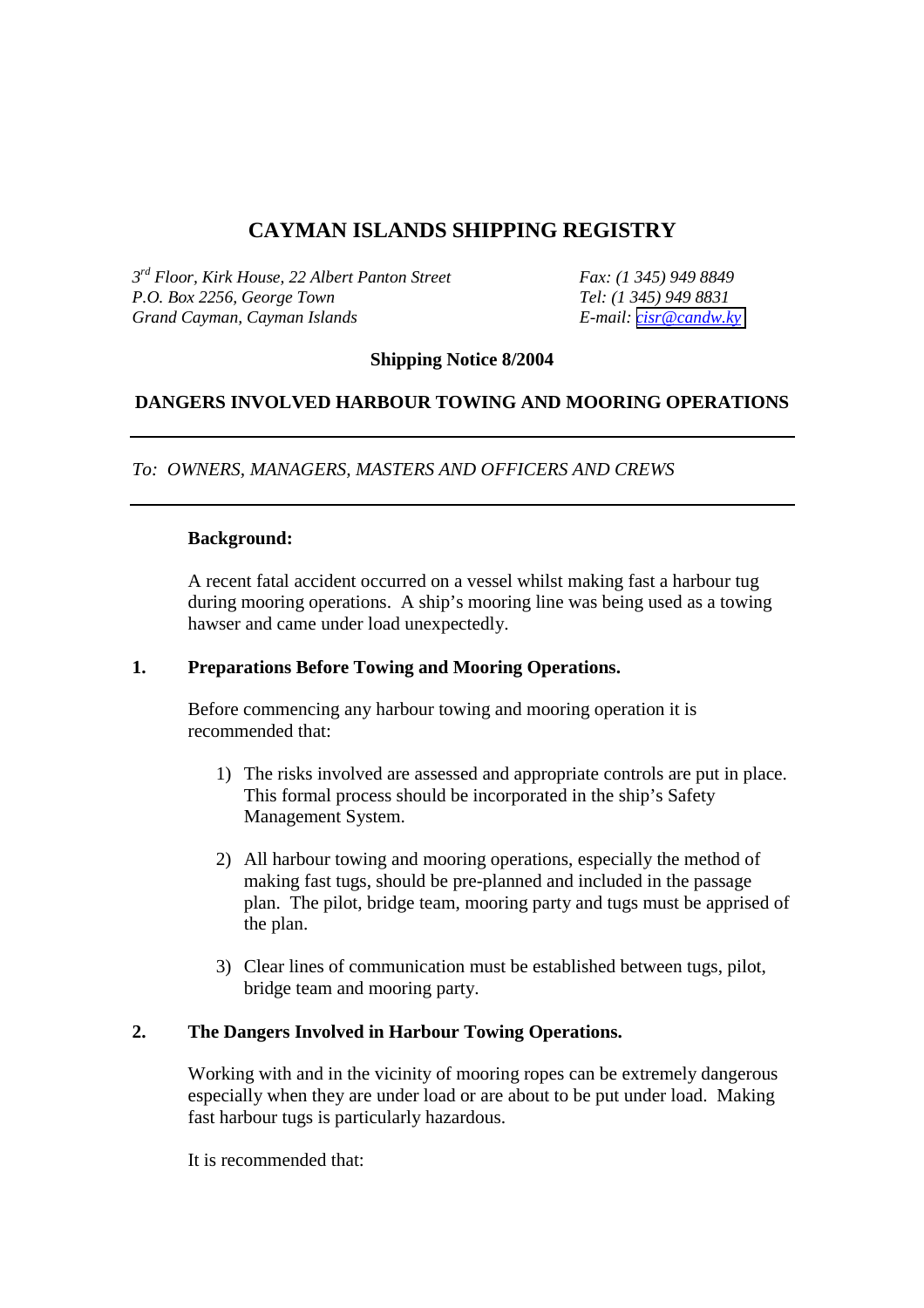# CAYMAN ISLANDS SHIPPING REGISTRY

*3rd Floor, Kirk House, 22 Albert Panton Street*
*P.O. Box 2256, George Town*
*Grand Cayman, Cayman Islands*

*Fax: (1 345) 949 8849*
*Tel: (1 345) 949 8831*
*E-mail: cisr@candw.ky*

**Shipping Notice 8/2004**

**DANGERS INVOLVED HARBOUR TOWING AND MOORING OPERATIONS**

---

*To: OWNERS, MANAGERS, MASTERS AND OFFICERS AND CREWS*

---

**Background:**

A recent fatal accident occurred on a vessel whilst making fast a harbour tug during mooring operations. A ship's mooring line was being used as a towing hawser and came under load unexpectedly.

## 1. Preparations Before Towing and Mooring Operations.

Before commencing any harbour towing and mooring operation it is recommended that:

1) The risks involved are assessed and appropriate controls are put in place. This formal process should be incorporated in the ship's Safety Management System.

2) All harbour towing and mooring operations, especially the method of making fast tugs, should be pre-planned and included in the passage plan. The pilot, bridge team, mooring party and tugs must be apprised of the plan.

3) Clear lines of communication must be established between tugs, pilot, bridge team and mooring party.

## 2. The Dangers Involved in Harbour Towing Operations.

Working with and in the vicinity of mooring ropes can be extremely dangerous especially when they are under load or are about to be put under load. Making fast harbour tugs is particularly hazardous.

It is recommended that: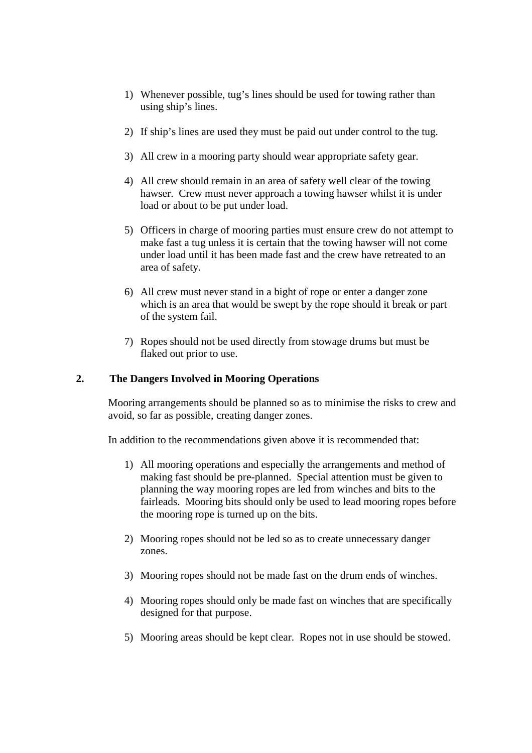1) Whenever possible, tug's lines should be used for towing rather than using ship's lines.

2) If ship's lines are used they must be paid out under control to the tug.

3) All crew in a mooring party should wear appropriate safety gear.

4) All crew should remain in an area of safety well clear of the towing hawser. Crew must never approach a towing hawser whilst it is under load or about to be put under load.

5) Officers in charge of mooring parties must ensure crew do not attempt to make fast a tug unless it is certain that the towing hawser will not come under load until it has been made fast and the crew have retreated to an area of safety.

6) All crew must never stand in a bight of rope or enter a danger zone which is an area that would be swept by the rope should it break or part of the system fail.

7) Ropes should not be used directly from stowage drums but must be flaked out prior to use.

## 2. The Dangers Involved in Mooring Operations

Mooring arrangements should be planned so as to minimise the risks to crew and avoid, so far as possible, creating danger zones.

In addition to the recommendations given above it is recommended that:

1) All mooring operations and especially the arrangements and method of making fast should be pre-planned. Special attention must be given to planning the way mooring ropes are led from winches and bits to the fairleads. Mooring bits should only be used to lead mooring ropes before the mooring rope is turned up on the bits.

2) Mooring ropes should not be led so as to create unnecessary danger zones.

3) Mooring ropes should not be made fast on the drum ends of winches.

4) Mooring ropes should only be made fast on winches that are specifically designed for that purpose.

5) Mooring areas should be kept clear. Ropes not in use should be stowed.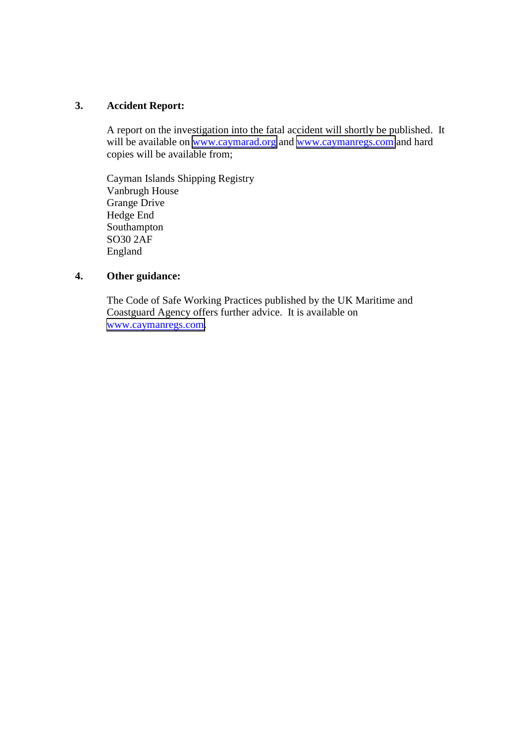### 3. Accident Report:

A report on the investigation into the fatal accident will shortly be published. It will be available on www.caymarad.org and www.caymanregs.com and hard copies will be available from;

Cayman Islands Shipping Registry
Vanbrugh House
Grange Drive
Hedge End
Southampton
SO30 2AF
England

### 4. Other guidance:

The Code of Safe Working Practices published by the UK Maritime and Coastguard Agency offers further advice. It is available on www.caymanregs.com.